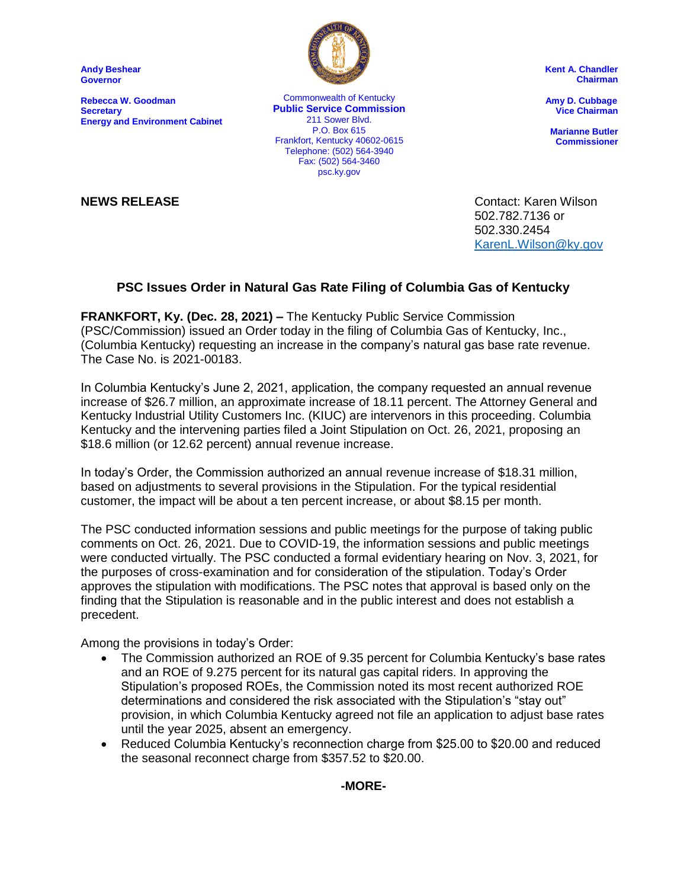**Andy Beshear**
**Governor**

**Rebecca W. Goodman**
**Secretary**
**Energy and Environment Cabinet**

Commonwealth of Kentucky
**Public Service Commission**
211 Sower Blvd.
P.O. Box 615
Frankfort, Kentucky 40602-0615
Telephone: (502) 564-3940
Fax: (502) 564-3460
psc.ky.gov

**Kent A. Chandler**
**Chairman**

**Amy D. Cubbage**
**Vice Chairman**

**Marianne Butler**
**Commissioner**

**NEWS RELEASE**

Contact: Karen Wilson
502.782.7136 or
502.330.2454
KarenL.Wilson@ky.gov

## PSC Issues Order in Natural Gas Rate Filing of Columbia Gas of Kentucky

**FRANKFORT, Ky. (Dec. 28, 2021) –** The Kentucky Public Service Commission (PSC/Commission) issued an Order today in the filing of Columbia Gas of Kentucky, Inc., (Columbia Kentucky) requesting an increase in the company's natural gas base rate revenue. The Case No. is 2021-00183.

In Columbia Kentucky's June 2, 2021, application, the company requested an annual revenue increase of $26.7 million, an approximate increase of 18.11 percent. The Attorney General and Kentucky Industrial Utility Customers Inc. (KIUC) are intervenors in this proceeding. Columbia Kentucky and the intervening parties filed a Joint Stipulation on Oct. 26, 2021, proposing an $18.6 million (or 12.62 percent) annual revenue increase.

In today's Order, the Commission authorized an annual revenue increase of $18.31 million, based on adjustments to several provisions in the Stipulation. For the typical residential customer, the impact will be about a ten percent increase, or about $8.15 per month.

The PSC conducted information sessions and public meetings for the purpose of taking public comments on Oct. 26, 2021. Due to COVID-19, the information sessions and public meetings were conducted virtually. The PSC conducted a formal evidentiary hearing on Nov. 3, 2021, for the purposes of cross-examination and for consideration of the stipulation. Today's Order approves the stipulation with modifications. The PSC notes that approval is based only on the finding that the Stipulation is reasonable and in the public interest and does not establish a precedent.

Among the provisions in today's Order:

- The Commission authorized an ROE of 9.35 percent for Columbia Kentucky's base rates and an ROE of 9.275 percent for its natural gas capital riders. In approving the Stipulation's proposed ROEs, the Commission noted its most recent authorized ROE determinations and considered the risk associated with the Stipulation's "stay out" provision, in which Columbia Kentucky agreed not file an application to adjust base rates until the year 2025, absent an emergency.
- Reduced Columbia Kentucky's reconnection charge from $25.00 to $20.00 and reduced the seasonal reconnect charge from $357.52 to $20.00.

**-MORE-**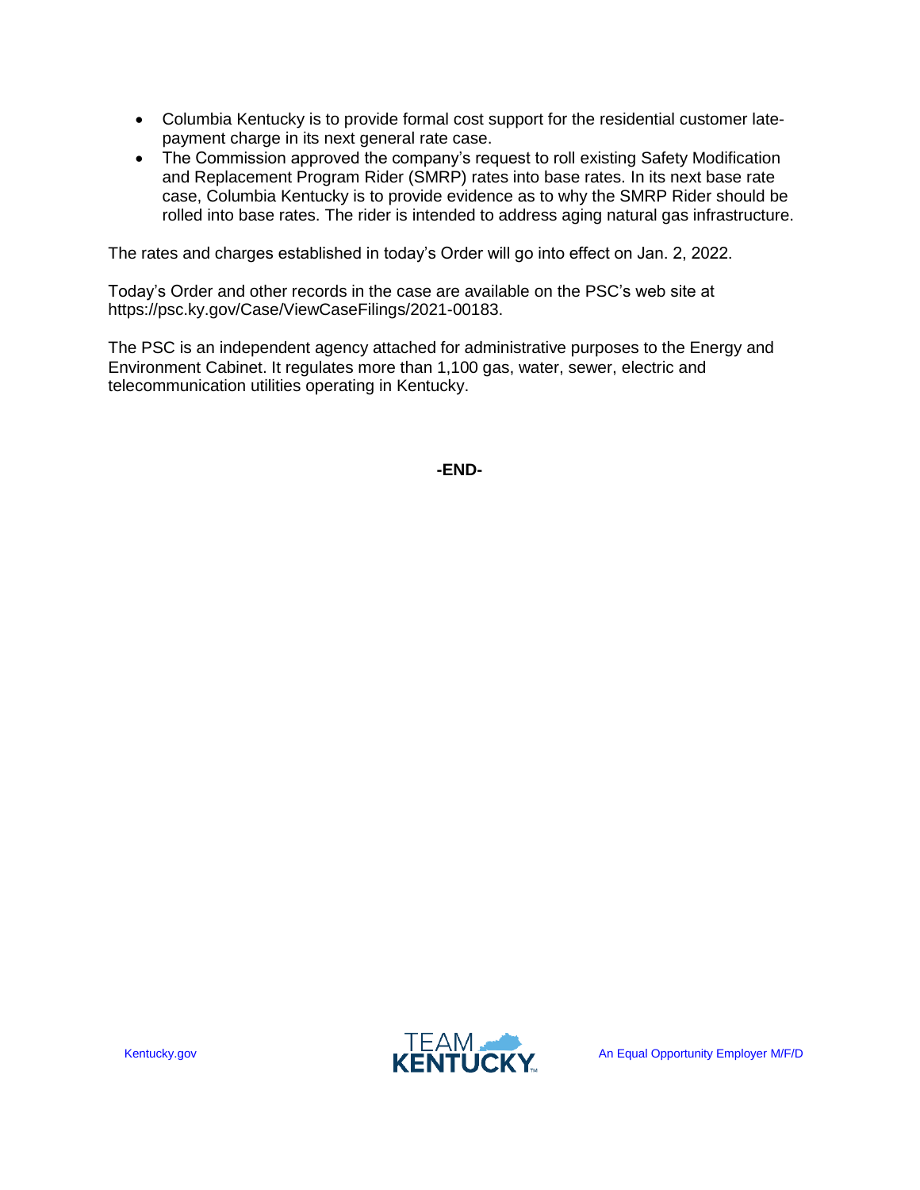- Columbia Kentucky is to provide formal cost support for the residential customer late-payment charge in its next general rate case.
- The Commission approved the company's request to roll existing Safety Modification and Replacement Program Rider (SMRP) rates into base rates. In its next base rate case, Columbia Kentucky is to provide evidence as to why the SMRP Rider should be rolled into base rates. The rider is intended to address aging natural gas infrastructure.

The rates and charges established in today's Order will go into effect on Jan. 2, 2022.

Today's Order and other records in the case are available on the PSC's web site at https://psc.ky.gov/Case/ViewCaseFilings/2021-00183.

The PSC is an independent agency attached for administrative purposes to the Energy and Environment Cabinet. It regulates more than 1,100 gas, water, sewer, electric and telecommunication utilities operating in Kentucky.

**-END-**